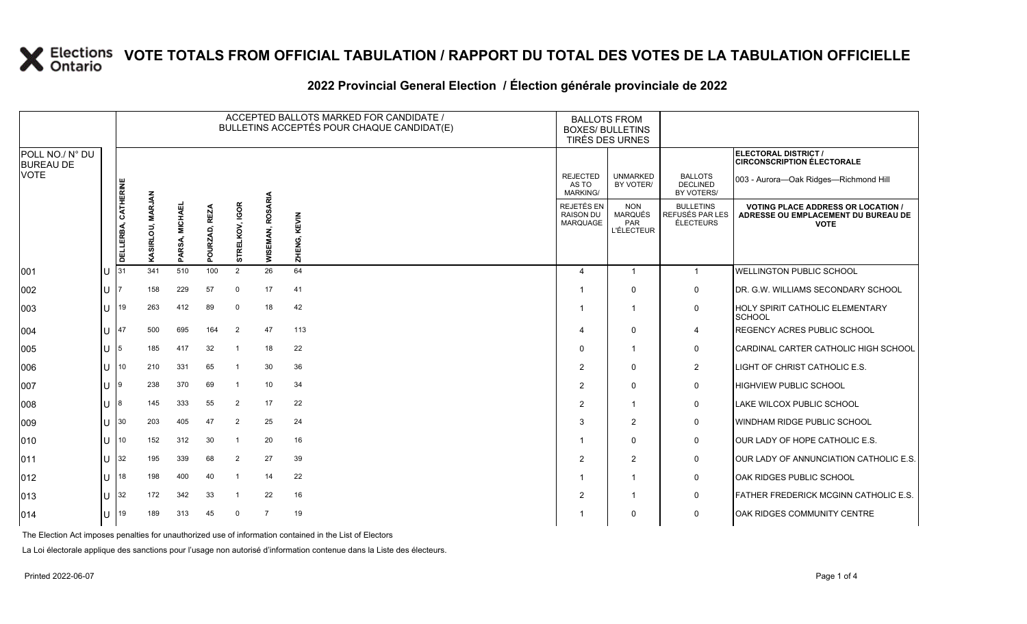# VOTE TOTALS FROM OFFICIAL TABULATION / RAPPORT DU TOTAL DES VOTES DE LA TABULATION OFFICIELLE

## 2022 Provincial General Election / Élection générale provinciale de 2022

ELECTORAL DISTRICT / CIRCONSCRIPTION ÉLECTORALE: 003 - Aurora—Oak Ridges—Richmond Hill

| POLL NO./ N° DU BUREAU DE VOTE | | ACCEPTED BALLOTS MARKED FOR CANDIDATE / BULLETINS ACCEPTÉS POUR CHAQUE CANDIDAT(E) | | | | | | | BALLOTS FROM BOXES/ BULLETINS TIRÉS DES URNES | | | |
|---|---|---|---|---|---|---|---|---|---|---|---|---|
| | | DELLERBA, CATHERINE | KASIRLOU, MARJAN | PARSA, MICHAEL | POURZAD, REZA | STRELKOV, IGOR | WISEMAN, ROSARIA | ZHENG, KEVIN | REJECTED AS TO MARKING/ REJETÉS EN RAISON DU MARQUAGE | UNMARKED BY VOTER/ NON MARQUÉS PAR L'ÉLECTEUR | BALLOTS DECLINED BY VOTERS/ BULLETINS REFUSÉS PAR LES ÉLECTEURS | VOTING PLACE ADDRESS OR LOCATION / ADRESSE OU EMPLACEMENT DU BUREAU DE VOTE |
| 001 | U | 31 | 341 | 510 | 100 | 2 | 26 | 64 | 4 | 1 | 1 | WELLINGTON PUBLIC SCHOOL |
| 002 | U | 7 | 158 | 229 | 57 | 0 | 17 | 41 | 1 | 0 | 0 | DR. G.W. WILLIAMS SECONDARY SCHOOL |
| 003 | U | 19 | 263 | 412 | 89 | 0 | 18 | 42 | 1 | 1 | 0 | HOLY SPIRIT CATHOLIC ELEMENTARY SCHOOL |
| 004 | U | 47 | 500 | 695 | 164 | 2 | 47 | 113 | 4 | 0 | 4 | REGENCY ACRES PUBLIC SCHOOL |
| 005 | U | 5 | 185 | 417 | 32 | 1 | 18 | 22 | 0 | 1 | 0 | CARDINAL CARTER CATHOLIC HIGH SCHOOL |
| 006 | U | 10 | 210 | 331 | 65 | 1 | 30 | 36 | 2 | 0 | 2 | LIGHT OF CHRIST CATHOLIC E.S. |
| 007 | U | 9 | 238 | 370 | 69 | 1 | 10 | 34 | 2 | 0 | 0 | HIGHVIEW PUBLIC SCHOOL |
| 008 | U | 8 | 145 | 333 | 55 | 2 | 17 | 22 | 2 | 1 | 0 | LAKE WILCOX PUBLIC SCHOOL |
| 009 | U | 30 | 203 | 405 | 47 | 2 | 25 | 24 | 3 | 2 | 0 | WINDHAM RIDGE PUBLIC SCHOOL |
| 010 | U | 10 | 152 | 312 | 30 | 1 | 20 | 16 | 1 | 0 | 0 | OUR LADY OF HOPE CATHOLIC E.S. |
| 011 | U | 32 | 195 | 339 | 68 | 2 | 27 | 39 | 2 | 2 | 0 | OUR LADY OF ANNUNCIATION CATHOLIC E.S. |
| 012 | U | 18 | 198 | 400 | 40 | 1 | 14 | 22 | 1 | 1 | 0 | OAK RIDGES PUBLIC SCHOOL |
| 013 | U | 32 | 172 | 342 | 33 | 1 | 22 | 16 | 2 | 1 | 0 | FATHER FREDERICK MCGINN CATHOLIC E.S. |
| 014 | U | 19 | 189 | 313 | 45 | 0 | 7 | 19 | 1 | 0 | 0 | OAK RIDGES COMMUNITY CENTRE |

The Election Act imposes penalties for unauthorized use of information contained in the List of Electors

La Loi électorale applique des sanctions pour l'usage non autorisé d'information contenue dans la Liste des électeurs.

Printed 2022-06-07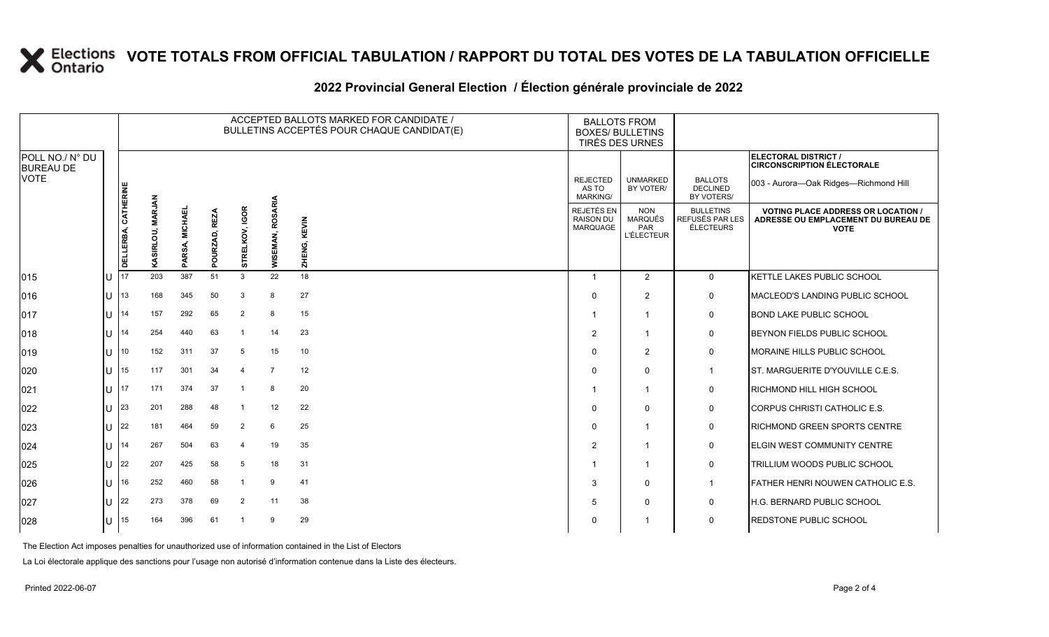# VOTE TOTALS FROM OFFICIAL TABULATION / RAPPORT DU TOTAL DES VOTES DE LA TABULATION OFFICIELLE

## 2022 Provincial General Election / Élection générale provinciale de 2022

| POLL NO./ N° DU BUREAU DE VOTE | | ACCEPTED BALLOTS MARKED FOR CANDIDATE / BULLETINS ACCEPTÉS POUR CHAQUE CANDIDAT(E) | | | | | | | BALLOTS FROM BOXES/ BULLETINS TIRÉS DES URNES | | | ELECTORAL DISTRICT / CIRCONSCRIPTION ÉLECTORALE 003 - Aurora—Oak Ridges—Richmond Hill |
|---|---|---|---|---|---|---|---|---|---|---|---|---|
| | | DELLERBA, CATHERINE | KASIRLOU, MARJAN | PARSA, MICHAEL | POURZAD, REZA | STRELKOV, IGOR | WISEMAN, ROSARIA | ZHENG, KEVIN | REJECTED AS TO MARKING/ REJETÉS EN RAISON DU MARQUAGE | UNMARKED BY VOTER/ NON MARQUÉS PAR L'ÉLECTEUR | BALLOTS DECLINED BY VOTERS/ BULLETINS REFUSÉS PAR LES ÉLECTEURS | VOTING PLACE ADDRESS OR LOCATION / ADRESSE OU EMPLACEMENT DU BUREAU DE VOTE |
| 015 | U | 17 | 203 | 387 | 51 | 3 | 22 | 18 | 1 | 2 | 0 | KETTLE LAKES PUBLIC SCHOOL |
| 016 | U | 13 | 168 | 345 | 50 | 3 | 8 | 27 | 0 | 2 | 0 | MACLEOD'S LANDING PUBLIC SCHOOL |
| 017 | U | 14 | 157 | 292 | 65 | 2 | 8 | 15 | 1 | 1 | 0 | BOND LAKE PUBLIC SCHOOL |
| 018 | U | 14 | 254 | 440 | 63 | 1 | 14 | 23 | 2 | 1 | 0 | BEYNON FIELDS PUBLIC SCHOOL |
| 019 | U | 10 | 152 | 311 | 37 | 5 | 15 | 10 | 0 | 2 | 0 | MORAINE HILLS PUBLIC SCHOOL |
| 020 | U | 15 | 117 | 301 | 34 | 4 | 7 | 12 | 0 | 0 | 1 | ST. MARGUERITE D'YOUVILLE C.E.S. |
| 021 | U | 17 | 171 | 374 | 37 | 1 | 8 | 20 | 1 | 1 | 0 | RICHMOND HILL HIGH SCHOOL |
| 022 | U | 23 | 201 | 288 | 48 | 1 | 12 | 22 | 0 | 0 | 0 | CORPUS CHRISTI CATHOLIC E.S. |
| 023 | U | 22 | 181 | 464 | 59 | 2 | 6 | 25 | 0 | 1 | 0 | RICHMOND GREEN SPORTS CENTRE |
| 024 | U | 14 | 267 | 504 | 63 | 4 | 19 | 35 | 2 | 1 | 0 | ELGIN WEST COMMUNITY CENTRE |
| 025 | U | 22 | 207 | 425 | 58 | 5 | 18 | 31 | 1 | 1 | 0 | TRILLIUM WOODS PUBLIC SCHOOL |
| 026 | U | 16 | 252 | 460 | 58 | 1 | 9 | 41 | 3 | 0 | 1 | FATHER HENRI NOUWEN CATHOLIC E.S. |
| 027 | U | 22 | 273 | 378 | 69 | 2 | 11 | 38 | 5 | 0 | 0 | H.G. BERNARD PUBLIC SCHOOL |
| 028 | U | 15 | 164 | 396 | 61 | 1 | 9 | 29 | 0 | 1 | 0 | REDSTONE PUBLIC SCHOOL |

The Election Act imposes penalties for unauthorized use of information contained in the List of Electors

La Loi électorale applique des sanctions pour l'usage non autorisé d'information contenue dans la Liste des électeurs.

Printed 2022-06-07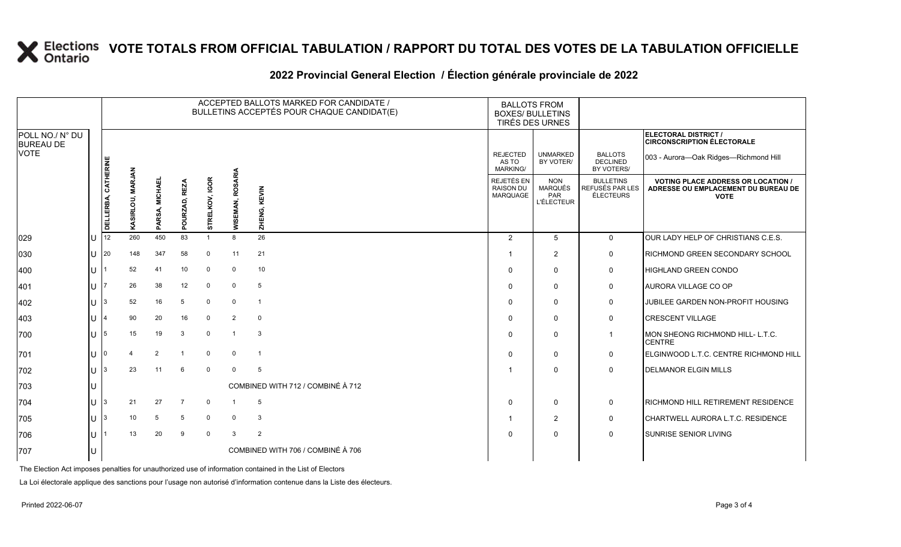# VOTE TOTALS FROM OFFICIAL TABULATION / RAPPORT DU TOTAL DES VOTES DE LA TABULATION OFFICIELLE

## 2022 Provincial General Election / Élection générale provinciale de 2022

ELECTORAL DISTRICT / CIRCONSCRIPTION ÉLECTORALE: 003 - Aurora—Oak Ridges—Richmond Hill

| POLL NO./ N° DU BUREAU DE VOTE | | DELLERBA, CATHERINE | KASIRLOU, MARJAN | PARSA, MICHAEL | POURZAD, REZA | STRELKOV, IGOR | WISEMAN, ROSARIA | ZHENG, KEVIN | REJECTED AS TO MARKING/ REJETÉS EN RAISON DU MARQUAGE | UNMARKED BY VOTER/ NON MARQUÉS PAR L'ÉLECTEUR | BALLOTS DECLINED BY VOTERS/ BULLETINS REFUSÉS PAR LES ÉLECTEURS | VOTING PLACE ADDRESS OR LOCATION / ADRESSE OU EMPLACEMENT DU BUREAU DE VOTE |
|---|---|---|---|---|---|---|---|---|---|---|---|---|
| 029 | U | 12 | 260 | 450 | 83 | 1 | 8 | 26 | 2 | 5 | 0 | OUR LADY HELP OF CHRISTIANS C.E.S. |
| 030 | U | 20 | 148 | 347 | 58 | 0 | 11 | 21 | 1 | 2 | 0 | RICHMOND GREEN SECONDARY SCHOOL |
| 400 | U | 1 | 52 | 41 | 10 | 0 | 0 | 10 | 0 | 0 | 0 | HIGHLAND GREEN CONDO |
| 401 | U | 7 | 26 | 38 | 12 | 0 | 0 | 5 | 0 | 0 | 0 | AURORA VILLAGE CO OP |
| 402 | U | 3 | 52 | 16 | 5 | 0 | 0 | 1 | 0 | 0 | 0 | JUBILEE GARDEN NON-PROFIT HOUSING |
| 403 | U | 4 | 90 | 20 | 16 | 0 | 2 | 0 | 0 | 0 | 0 | CRESCENT VILLAGE |
| 700 | U | 5 | 15 | 19 | 3 | 0 | 1 | 3 | 0 | 0 | 1 | MON SHEONG RICHMOND HILL- L.T.C. CENTRE |
| 701 | U | 0 | 4 | 2 | 1 | 0 | 0 | 1 | 0 | 0 | 0 | ELGINWOOD L.T.C. CENTRE RICHMOND HILL |
| 702 | U | 3 | 23 | 11 | 6 | 0 | 0 | 5 | 1 | 0 | 0 | DELMANOR ELGIN MILLS |
| 703 | U | COMBINED WITH 712 / COMBINÉ À 712 | | | | | | | | | | |
| 704 | U | 3 | 21 | 27 | 7 | 0 | 1 | 5 | 0 | 0 | 0 | RICHMOND HILL RETIREMENT RESIDENCE |
| 705 | U | 3 | 10 | 5 | 5 | 0 | 0 | 3 | 1 | 2 | 0 | CHARTWELL AURORA L.T.C. RESIDENCE |
| 706 | U | 1 | 13 | 20 | 9 | 0 | 3 | 2 | 0 | 0 | 0 | SUNRISE SENIOR LIVING |
| 707 | U | COMBINED WITH 706 / COMBINÉ À 706 | | | | | | | | | | |

The Election Act imposes penalties for unauthorized use of information contained in the List of Electors

La Loi électorale applique des sanctions pour l'usage non autorisé d'information contenue dans la Liste des électeurs.

Printed 2022-06-07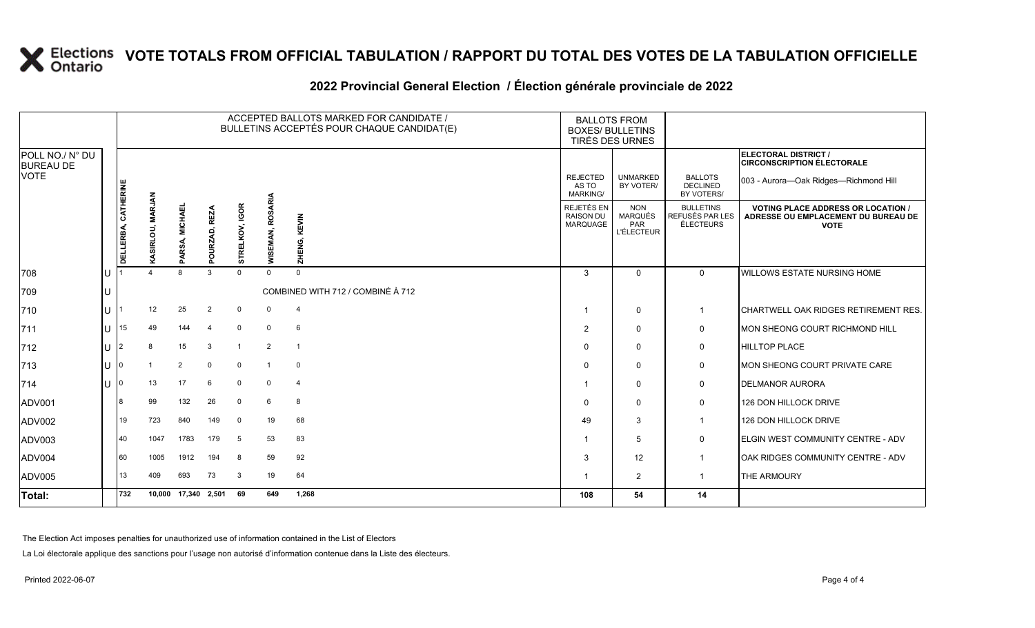# VOTE TOTALS FROM OFFICIAL TABULATION / RAPPORT DU TOTAL DES VOTES DE LA TABULATION OFFICIELLE

## 2022 Provincial General Election / Élection générale provinciale de 2022

| POLL NO./ N° DU BUREAU DE VOTE | | ACCEPTED BALLOTS MARKED FOR CANDIDATE / BULLETINS ACCEPTÉS POUR CHAQUE CANDIDAT(E) | | | | | | | BALLOTS FROM BOXES/ BULLETINS TIRÉS DES URNES | | | ELECTORAL DISTRICT / CIRCONSCRIPTION ÉLECTORALE 003 - Aurora—Oak Ridges—Richmond Hill |
|---|---|---|---|---|---|---|---|---|---|---|---|---|
| | | DELLERBA, CATHERINE | KASIRLOU, MARJAN | PARSA, MICHAEL | POURZAD, REZA | STRELKOV, IGOR | WISEMAN, ROSARIA | ZHENG, KEVIN | REJECTED AS TO MARKING/ REJETÉS EN RAISON DU MARQUAGE | UNMARKED BY VOTER/ NON MARQUÉS PAR L'ÉLECTEUR | BALLOTS DECLINED BY VOTERS/ BULLETINS REFUSÉS PAR LES ÉLECTEURS | VOTING PLACE ADDRESS OR LOCATION / ADRESSE OU EMPLACEMENT DU BUREAU DE VOTE |
| 708 | U | 1 | 4 | 8 | 3 | 0 | 0 | 0 | 3 | 0 | 0 | WILLOWS ESTATE NURSING HOME |
| 709 | U | COMBINED WITH 712 / COMBINÉ À 712 | | | | | | | | | | |
| 710 | U | 1 | 12 | 25 | 2 | 0 | 0 | 4 | 1 | 0 | 1 | CHARTWELL OAK RIDGES RETIREMENT RES. |
| 711 | U | 15 | 49 | 144 | 4 | 0 | 0 | 6 | 2 | 0 | 0 | MON SHEONG COURT RICHMOND HILL |
| 712 | U | 2 | 8 | 15 | 3 | 1 | 2 | 1 | 0 | 0 | 0 | HILLTOP PLACE |
| 713 | U | 0 | 1 | 2 | 0 | 0 | 1 | 0 | 0 | 0 | 0 | MON SHEONG COURT PRIVATE CARE |
| 714 | U | 0 | 13 | 17 | 6 | 0 | 0 | 4 | 1 | 0 | 0 | DELMANOR AURORA |
| ADV001 | | 8 | 99 | 132 | 26 | 0 | 6 | 8 | 0 | 0 | 0 | 126 DON HILLOCK DRIVE |
| ADV002 | | 19 | 723 | 840 | 149 | 0 | 19 | 68 | 49 | 3 | 1 | 126 DON HILLOCK DRIVE |
| ADV003 | | 40 | 1047 | 1783 | 179 | 5 | 53 | 83 | 1 | 5 | 0 | ELGIN WEST COMMUNITY CENTRE - ADV |
| ADV004 | | 60 | 1005 | 1912 | 194 | 8 | 59 | 92 | 3 | 12 | 1 | OAK RIDGES COMMUNITY CENTRE - ADV |
| ADV005 | | 13 | 409 | 693 | 73 | 3 | 19 | 64 | 1 | 2 | 1 | THE ARMOURY |
| **Total:** | | **732** | **10,000** | **17,340** | **2,501** | **69** | **649** | **1,268** | **108** | **54** | **14** | |

The Election Act imposes penalties for unauthorized use of information contained in the List of Electors

La Loi électorale applique des sanctions pour l'usage non autorisé d'information contenue dans la Liste des électeurs.

Printed 2022-06-07